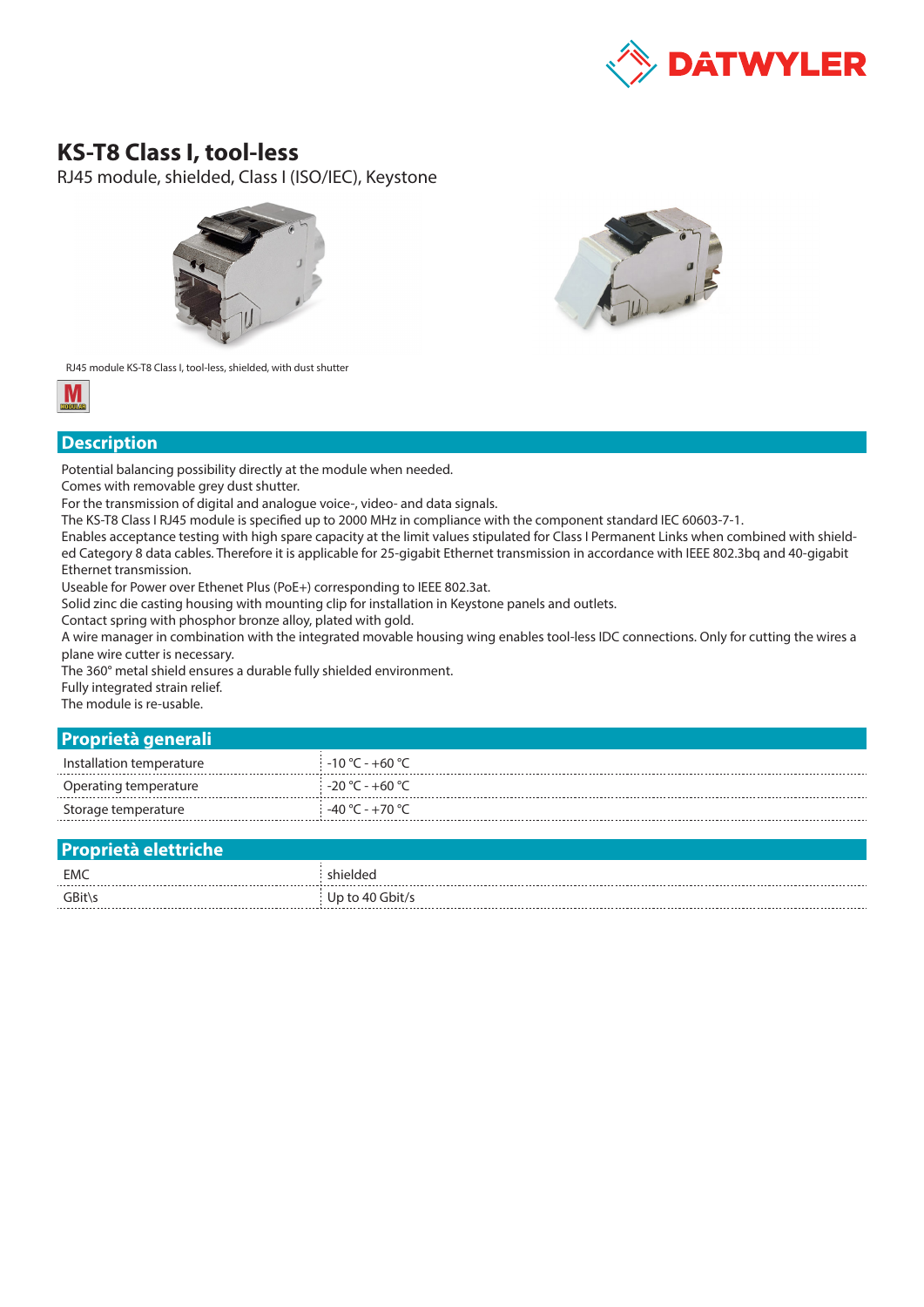# KS-T8 Class I, tool-less

RJ45 module, shielded, Class I (ISO/IEC), Keystone

RJ45 module KS-T8 Class I, tool-less, shielded, with dust shutter

## Description

Potential balancing possibility directly at the module when needed.
Comes with removable grey dust shutter.
For the transmission of digital and analogue voice-, video- and data signals.
The KS-T8 Class I RJ45 module is specified up to 2000 MHz in compliance with the component standard IEC 60603-7-1.
Enables acceptance testing with high spare capacity at the limit values stipulated for Class I Permanent Links when combined with shielded Category 8 data cables. Therefore it is applicable for 25-gigabit Ethernet transmission in accordance with IEEE 802.3bq and 40-gigabit Ethernet transmission.
Useable for Power over Ethenet Plus (PoE+) corresponding to IEEE 802.3at.
Solid zinc die casting housing with mounting clip for installation in Keystone panels and outlets.
Contact spring with phosphor bronze alloy, plated with gold.
A wire manager in combination with the integrated movable housing wing enables tool-less IDC connections. Only for cutting the wires a plane wire cutter is necessary.
The 360° metal shield ensures a durable fully shielded environment.
Fully integrated strain relief.
The module is re-usable.

## Proprietà generali

| | |
|---|---|
| Installation temperature | -10 °C - +60 °C |
| Operating temperature | -20 °C - +60 °C |
| Storage temperature | -40 °C - +70 °C |

## Proprietà elettriche

| | |
|---|---|
| EMC | shielded |
| GBit\s | Up to 40 Gbit/s |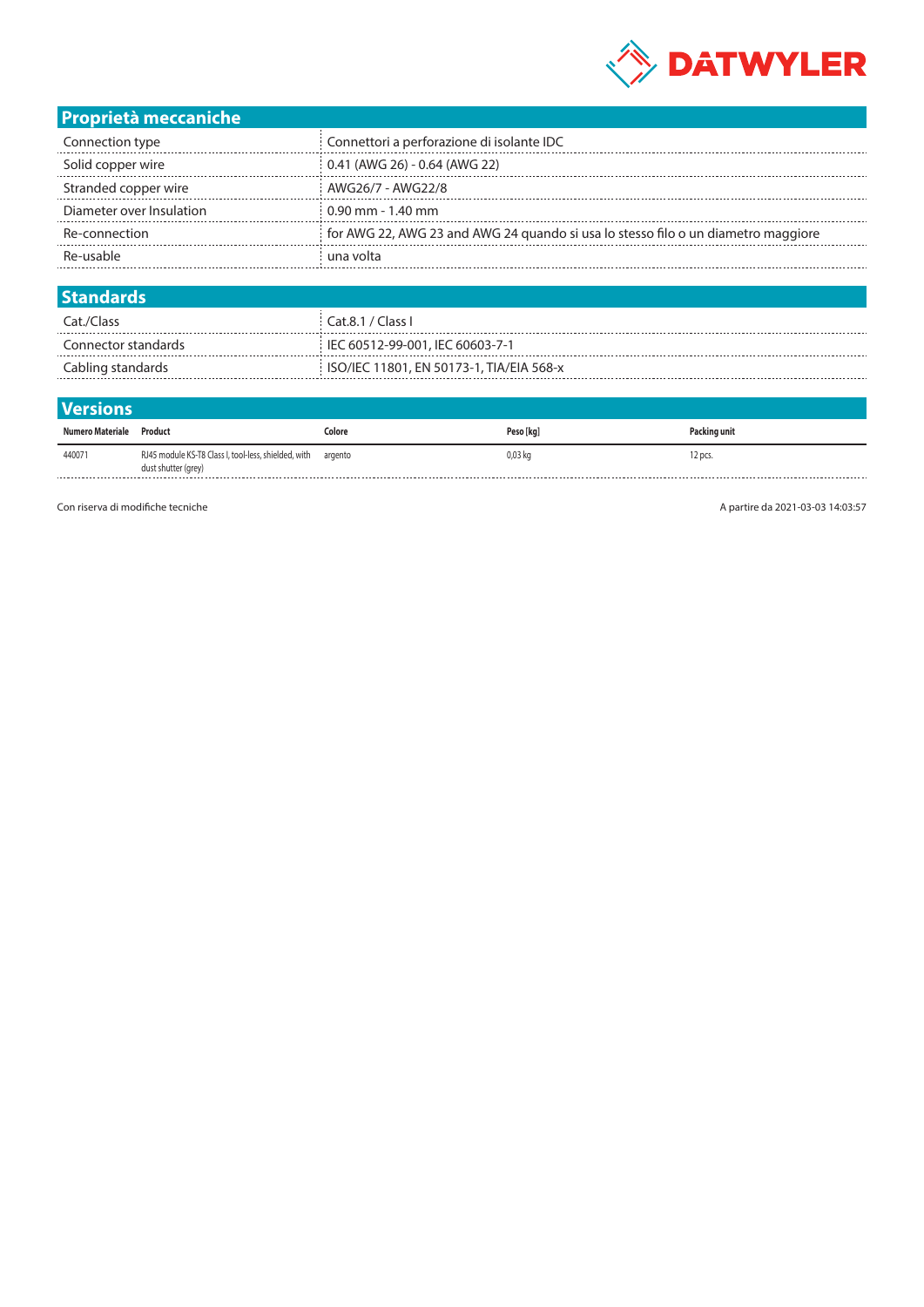## Proprietà meccaniche

| | |
|---|---|
| Connection type | Connettori a perforazione di isolante IDC |
| Solid copper wire | 0.41 (AWG 26) - 0.64 (AWG 22) |
| Stranded copper wire | AWG26/7 - AWG22/8 |
| Diameter over Insulation | 0.90 mm - 1.40 mm |
| Re-connection | for AWG 22, AWG 23 and AWG 24 quando si usa lo stesso filo o un diametro maggiore |
| Re-usable | una volta |

## Standards

| | |
|---|---|
| Cat./Class | Cat.8.1 / Class I |
| Connector standards | IEC 60512-99-001, IEC 60603-7-1 |
| Cabling standards | ISO/IEC 11801, EN 50173-1, TIA/EIA 568-x |

## Versions

| Numero Materiale | Product | Colore | Peso [kg] | Packing unit |
|---|---|---|---|---|
| 440071 | RJ45 module KS-T8 Class I, tool-less, shielded, with dust shutter (grey) | argento | 0,03 kg | 12 pcs. |

Con riserva di modifiche tecniche

A partire da 2021-03-03 14:03:57